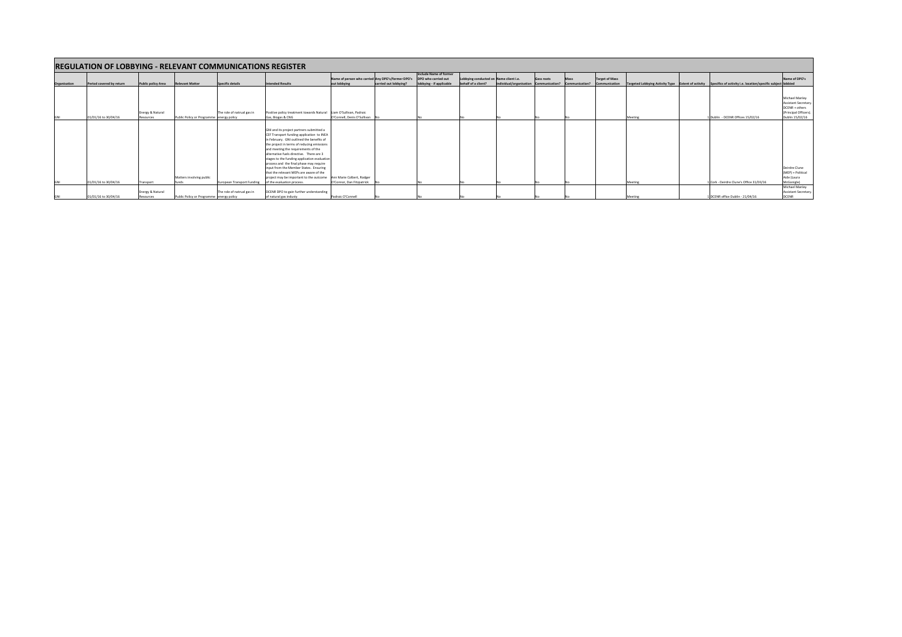# REGULATION OF LOBBYING - RELEVANT COMMUNICATIONS REGISTER

| Organisation | Period covered by return | Public policy Area | Relevant Matter | Specific details | Intended Results | Name of person who carried out lobbying | Any DPO's/former DPO's carried out lobbying? | Include Name of former DPO who carried out lobbying - if applicable | Lobbying conducted on behalf of a client? | Name client i.e. individual/organisation | Gass roots Communication? | Mass Communication? | Target of Mass Communication | Targeted Lobbying Activity Type | Extent of activity | Specifics of activity i.e. location/specific subject | Name of DPO's lobbied |
|---|---|---|---|---|---|---|---|---|---|---|---|---|---|---|---|---|---|
| GNI | 01/01/16 to 30/04/16 | Energy & Natural Resources | Public Policy or Programme | The role of natrual gas in energy policy | Positive policy treatment towards Natural Gas, Biogas & CNG | Liam O'Sullivan, Padraic O'Connell, Denis O'Sullivan | No | No | No | No | No | No | | Meeting | 1 | Dublin - DCENR Offices 15/02/16 | Michael Manley Assistant Secretary. DCENR + others (Principal Officers). Dublin 15/02/16 |
| GNI | 01/01/16 to 30/04/16 | Transport | Matters involving public funds | European Transport Funding | GNI and its project partners submitted a CEF Transport funding application to INEA in February. GNI outlined the benefits of the project in terms of reducing emissions and meeting the requirements of the alternative fuels directive. There are 3 stages to the funding application evaluation process and the final phase may require input from the Member States. Ensuring that the relevant MEPs are aware of the project may be important to the outcome of the evaluation process. | Ann Marie Colbert, Rodger O'Connor, Dan Fitzpatrick | No | No | No | No | No | No | | Meeting | 1 | Cork - Deirdre Clune's Office 31/03/16 | Deirdre Clune (MEP) + Political Aide (Laura McGonigle) |
| GNI | 01/01/16 to 30/04/16 | Energy & Natural Resources | Public Policy or Programme | The role of natrual gas in energy policy | DCENR DPO to gain further understanding of natural gas industry | Padraic O'Connell | No | No | No | No | No | No | | Meeting | 1 | DCENR office Dublin - 21/04/16 | Michael Manley Assistant Secretary. DCENR |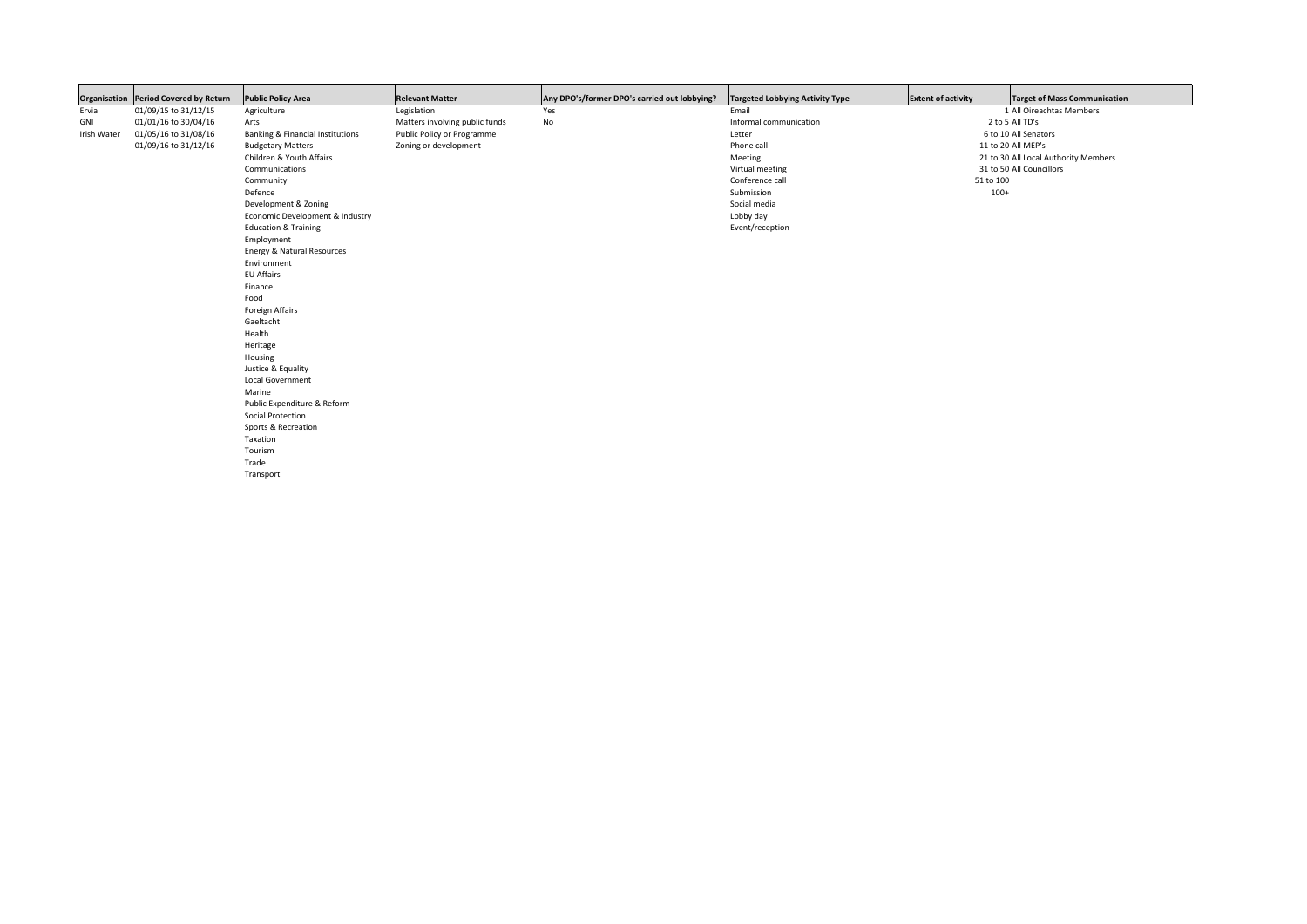| Organisation | Period Covered by Return | Public Policy Area | Relevant Matter | Any DPO's/former DPO's carried out lobbying? | Targeted Lobbying Activity Type | Extent of activity | Target of Mass Communication |
|---|---|---|---|---|---|---|---|
| Ervia | 01/09/15 to 31/12/15 | Agriculture | Legislation | Yes | Email | 1 | All Oireachtas Members |
| GNI | 01/01/16 to 30/04/16 | Arts | Matters involving public funds | No | Informal communication | 2 to 5 | All TD's |
| Irish Water | 01/05/16 to 31/08/16 | Banking & Financial Institutions | Public Policy or Programme | | Letter | 6 to 10 | All Senators |
| | 01/09/16 to 31/12/16 | Budgetary Matters | Zoning or development | | Phone call | 11 to 20 | All MEP's |
| | | Children & Youth Affairs | | | Meeting | 21 to 30 | All Local Authority Members |
| | | Communications | | | Virtual meeting | 31 to 50 | All Councillors |
| | | Community | | | Conference call | 51 to 100 | |
| | | Defence | | | Submission | 100+ | |
| | | Development & Zoning | | | Social media | | |
| | | Economic Development & Industry | | | Lobby day | | |
| | | Education & Training | | | Event/reception | | |
| | | Employment | | | | | |
| | | Energy & Natural Resources | | | | | |
| | | Environment | | | | | |
| | | EU Affairs | | | | | |
| | | Finance | | | | | |
| | | Food | | | | | |
| | | Foreign Affairs | | | | | |
| | | Gaeltacht | | | | | |
| | | Health | | | | | |
| | | Heritage | | | | | |
| | | Housing | | | | | |
| | | Justice & Equality | | | | | |
| | | Local Government | | | | | |
| | | Marine | | | | | |
| | | Public Expenditure & Reform | | | | | |
| | | Social Protection | | | | | |
| | | Sports & Recreation | | | | | |
| | | Taxation | | | | | |
| | | Tourism | | | | | |
| | | Trade | | | | | |
| | | Transport | | | | | |